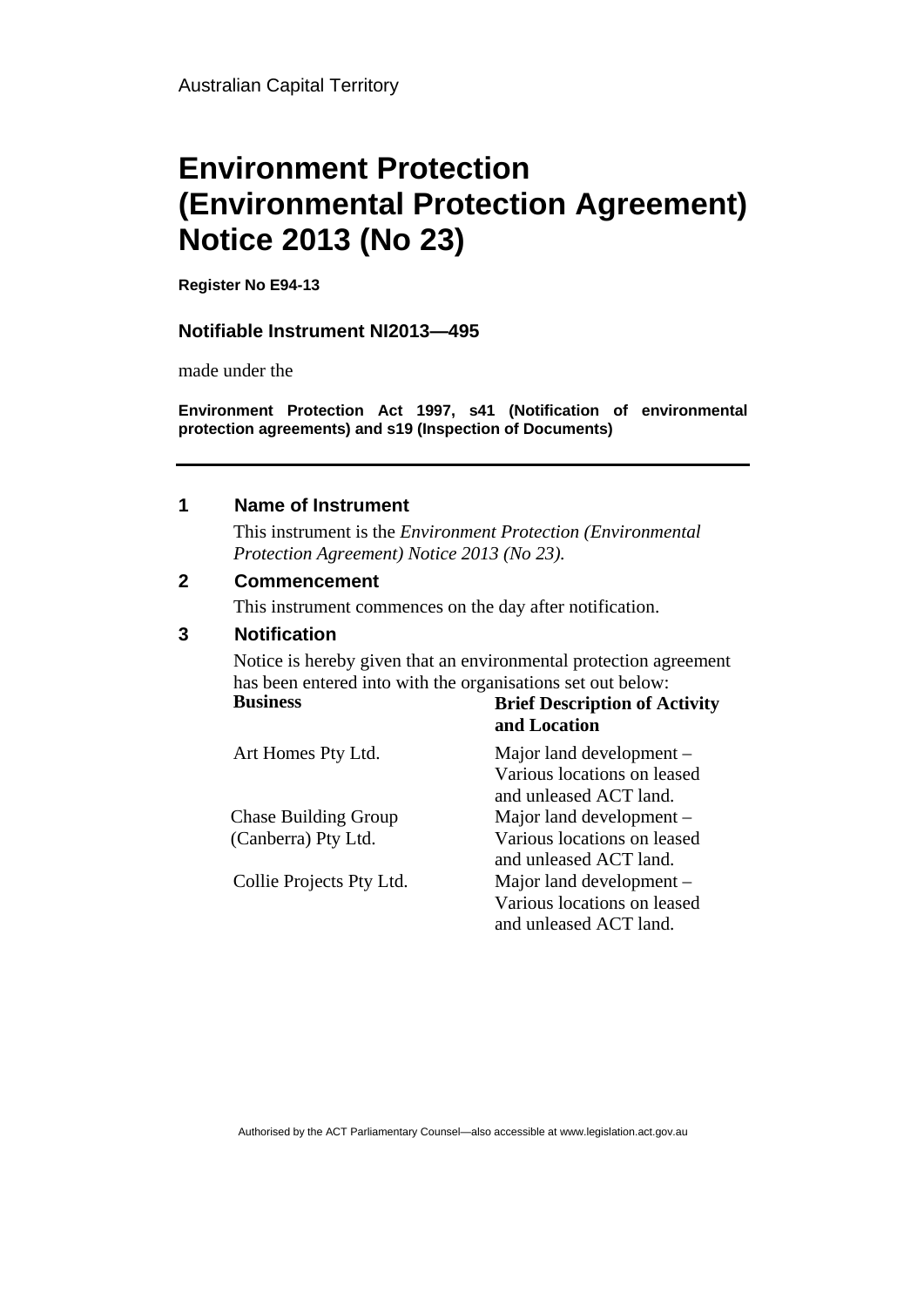Australian Capital Territory

# Environment Protection (Environmental Protection Agreement) Notice 2013 (No 23)

**Register No E94-13**

### Notifiable Instrument NI2013—495

made under the

**Environment Protection Act 1997, s41 (Notification of environmental protection agreements) and s19 (Inspection of Documents)**

---

## 1 Name of Instrument

This instrument is the *Environment Protection (Environmental Protection Agreement) Notice 2013 (No 23).*

## 2 Commencement

This instrument commences on the day after notification.

## 3 Notification

Notice is hereby given that an environmental protection agreement has been entered into with the organisations set out below:

| Business | Brief Description of Activity and Location |
| --- | --- |
| Art Homes Pty Ltd. | Major land development – Various locations on leased and unleased ACT land. |
| Chase Building Group (Canberra) Pty Ltd. | Major land development – Various locations on leased and unleased ACT land. |
| Collie Projects Pty Ltd. | Major land development – Various locations on leased and unleased ACT land. |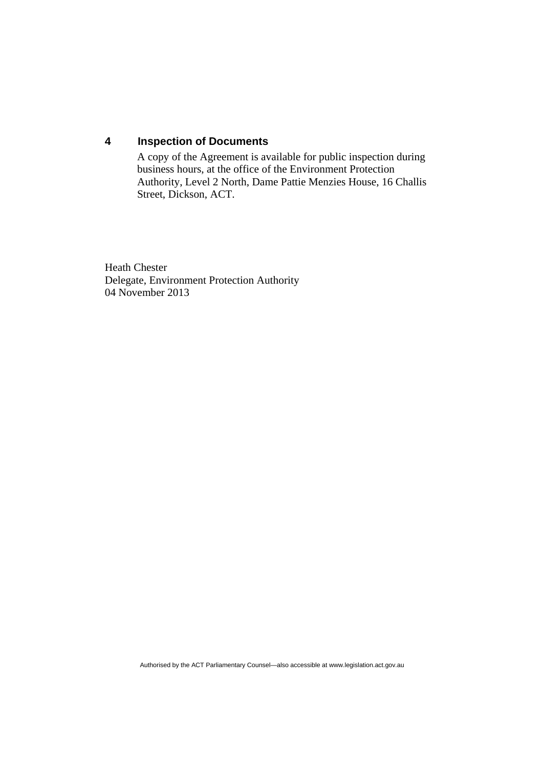## 4 Inspection of Documents

A copy of the Agreement is available for public inspection during business hours, at the office of the Environment Protection Authority, Level 2 North, Dame Pattie Menzies House, 16 Challis Street, Dickson, ACT.

Heath Chester
Delegate, Environment Protection Authority
04 November 2013